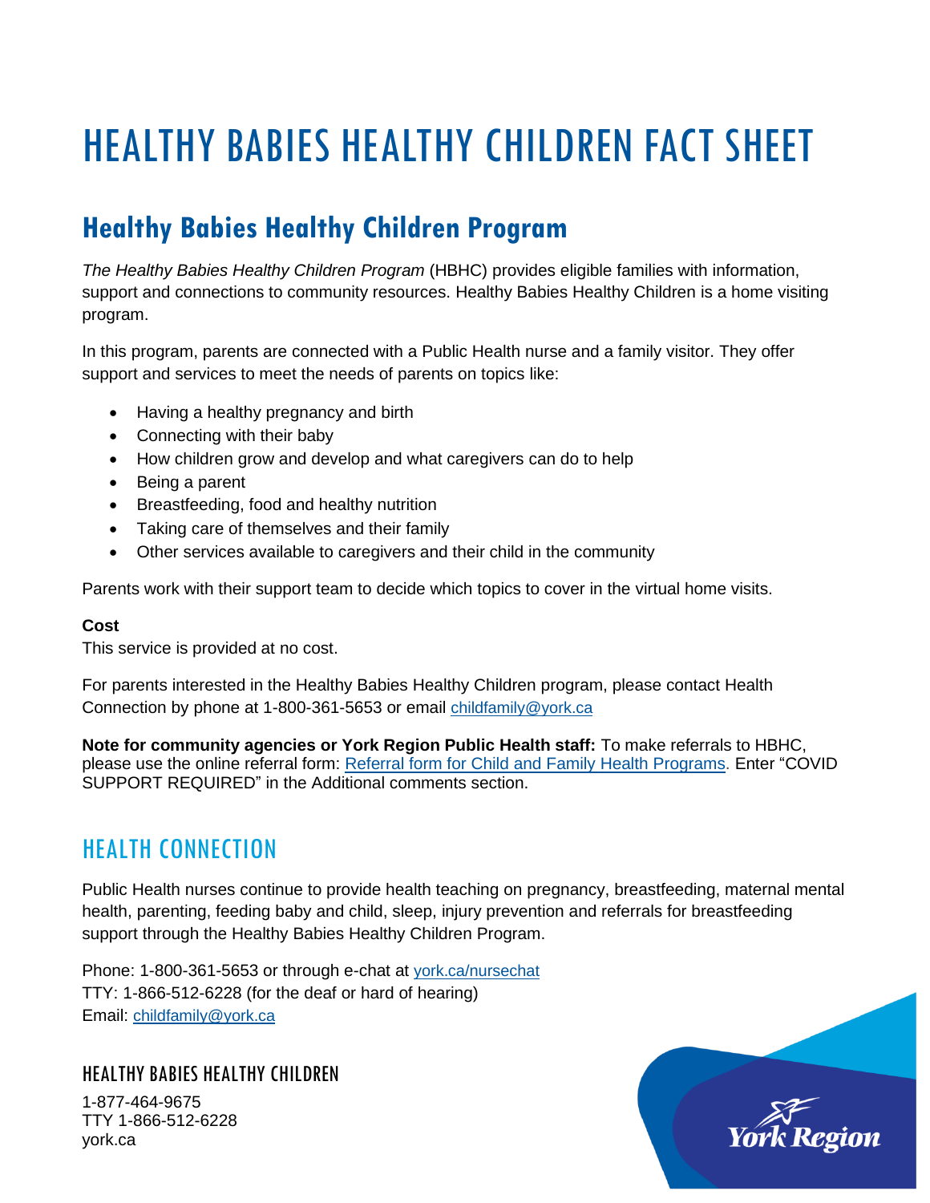# HEALTHY BABIES HEALTHY CHILDREN FACT SHEET

## Healthy Babies Healthy Children Program

*The Healthy Babies Healthy Children Program* (HBHC) provides eligible families with information, support and connections to community resources. Healthy Babies Healthy Children is a home visiting program.

In this program, parents are connected with a Public Health nurse and a family visitor. They offer support and services to meet the needs of parents on topics like:

- Having a healthy pregnancy and birth
- Connecting with their baby
- How children grow and develop and what caregivers can do to help
- Being a parent
- Breastfeeding, food and healthy nutrition
- Taking care of themselves and their family
- Other services available to caregivers and their child in the community

Parents work with their support team to decide which topics to cover in the virtual home visits.

**Cost**
This service is provided at no cost.

For parents interested in the Healthy Babies Healthy Children program, please contact Health Connection by phone at 1-800-361-5653 or email childfamily@york.ca

**Note for community agencies or York Region Public Health staff:** To make referrals to HBHC, please use the online referral form: Referral form for Child and Family Health Programs. Enter "COVID SUPPORT REQUIRED" in the Additional comments section.

## HEALTH CONNECTION

Public Health nurses continue to provide health teaching on pregnancy, breastfeeding, maternal mental health, parenting, feeding baby and child, sleep, injury prevention and referrals for breastfeeding support through the Healthy Babies Healthy Children Program.

Phone: 1-800-361-5653 or through e-chat at york.ca/nursechat
TTY: 1-866-512-6228 (for the deaf or hard of hearing)
Email: childfamily@york.ca

### HEALTHY BABIES HEALTHY CHILDREN

1-877-464-9675
TTY 1-866-512-6228
york.ca

York Region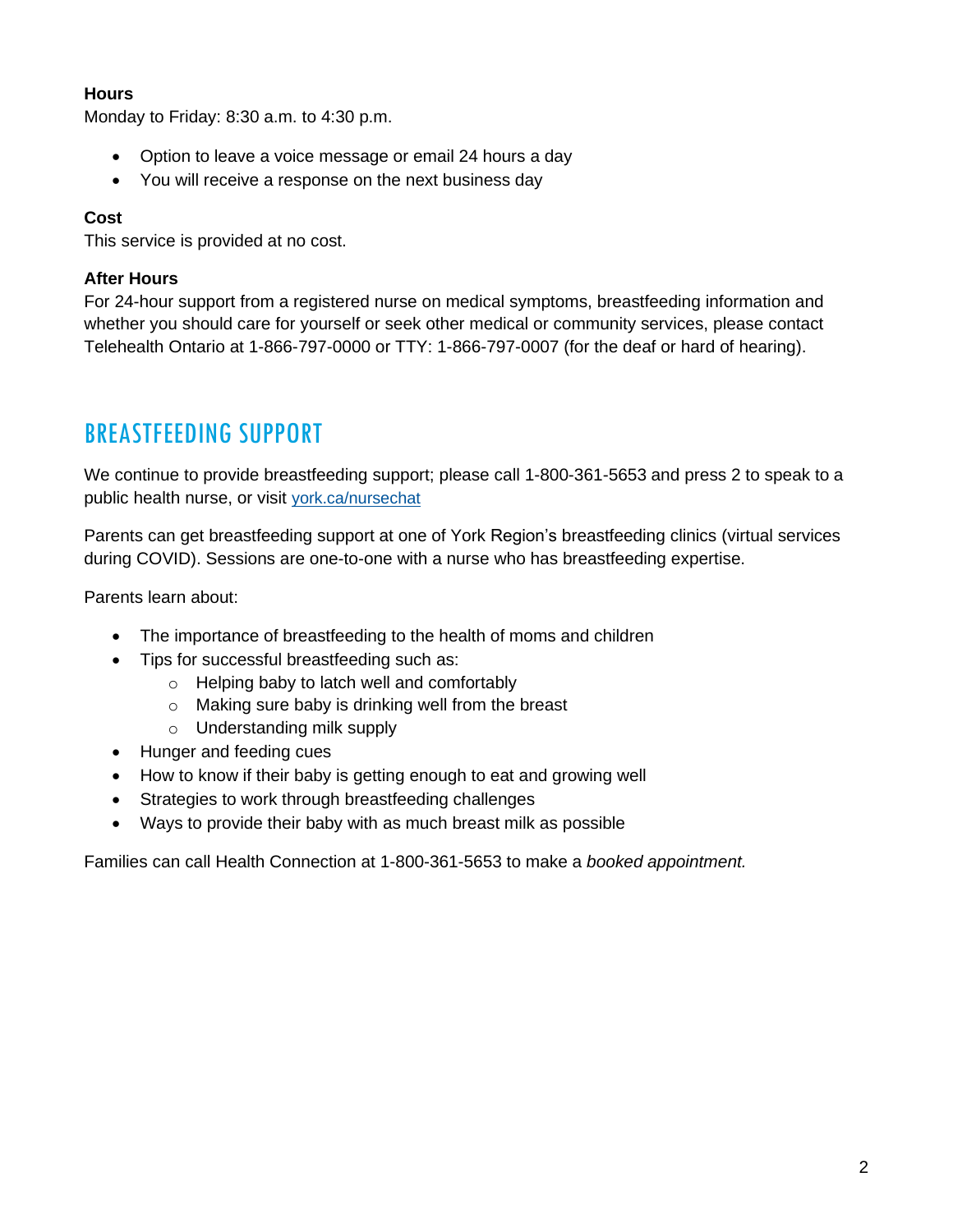**Hours**

Monday to Friday: 8:30 a.m. to 4:30 p.m.

- Option to leave a voice message or email 24 hours a day
- You will receive a response on the next business day

**Cost**

This service is provided at no cost.

**After Hours**

For 24-hour support from a registered nurse on medical symptoms, breastfeeding information and whether you should care for yourself or seek other medical or community services, please contact Telehealth Ontario at 1-866-797-0000 or TTY: 1-866-797-0007 (for the deaf or hard of hearing).

## BREASTFEEDING SUPPORT

We continue to provide breastfeeding support; please call 1-800-361-5653 and press 2 to speak to a public health nurse, or visit [york.ca/nursechat](york.ca/nursechat)

Parents can get breastfeeding support at one of York Region's breastfeeding clinics (virtual services during COVID). Sessions are one-to-one with a nurse who has breastfeeding expertise.

Parents learn about:

- The importance of breastfeeding to the health of moms and children
- Tips for successful breastfeeding such as:
    - Helping baby to latch well and comfortably
    - Making sure baby is drinking well from the breast
    - Understanding milk supply
- Hunger and feeding cues
- How to know if their baby is getting enough to eat and growing well
- Strategies to work through breastfeeding challenges
- Ways to provide their baby with as much breast milk as possible

Families can call Health Connection at 1-800-361-5653 to make a *booked appointment.*